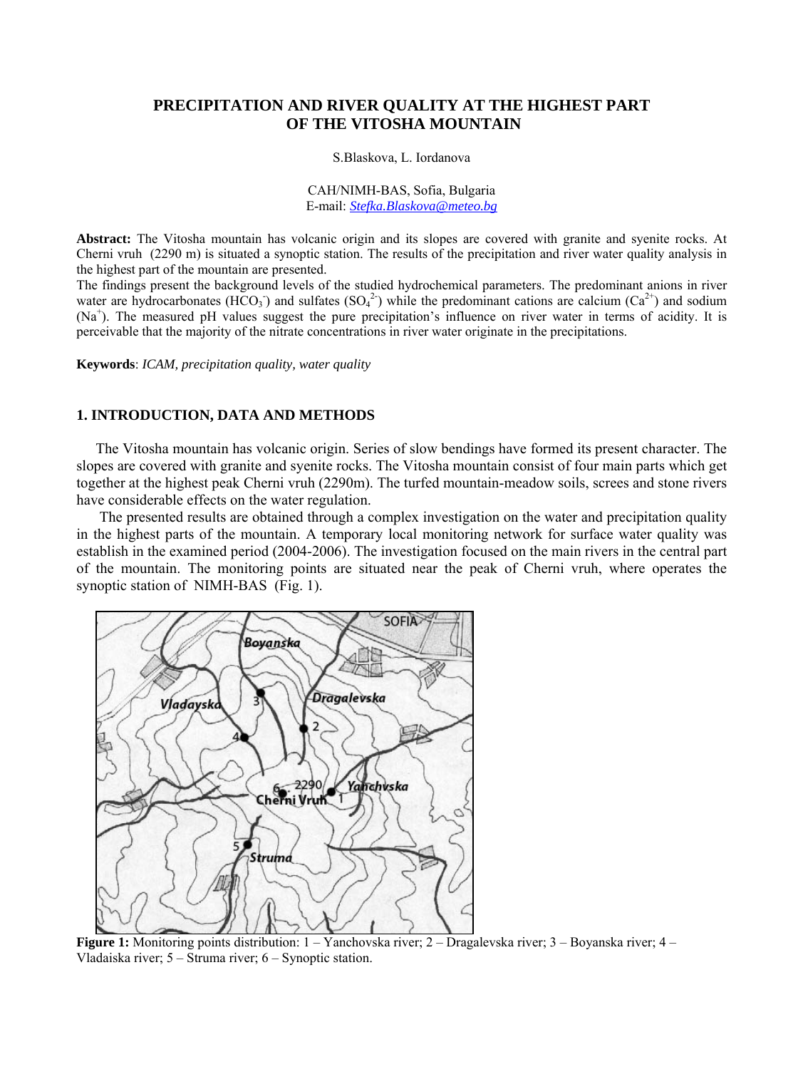# PRECIPITATION AND RIVER QUALITY AT THE HIGHEST PART OF THE VITOSHA MOUNTAIN

S.Blaskova, L. Iordanova

CAH/NIMH-BAS, Sofia, Bulgaria
E-mail: *Stefka.Blaskova@meteo.bg*

**Abstract:** The Vitosha mountain has volcanic origin and its slopes are covered with granite and syenite rocks. At Cherni vruh (2290 m) is situated a synoptic station. The results of the precipitation and river water quality analysis in the highest part of the mountain are presented.
The findings present the background levels of the studied hydrochemical parameters. The predominant anions in river water are hydrocarbonates ($HCO_3^-$) and sulfates ($SO_4^{2-}$) while the predominant cations are calcium ($Ca^{2+}$) and sodium ($Na^+$). The measured pH values suggest the pure precipitation's influence on river water in terms of acidity. It is perceivable that the majority of the nitrate concentrations in river water originate in the precipitations.

**Keywords**: *ICAM, precipitation quality, water quality*

## 1. INTRODUCTION, DATA AND METHODS

The Vitosha mountain has volcanic origin. Series of slow bendings have formed its present character. The slopes are covered with granite and syenite rocks. The Vitosha mountain consist of four main parts which get together at the highest peak Cherni vruh (2290m). The turfed mountain-meadow soils, screes and stone rivers have considerable effects on the water regulation.

The presented results are obtained through a complex investigation on the water and precipitation quality in the highest parts of the mountain. A temporary local monitoring network for surface water quality was establish in the examined period (2004-2006). The investigation focused on the main rivers in the central part of the mountain. The monitoring points are situated near the peak of Cherni vruh, where operates the synoptic station of NIMH-BAS (Fig. 1).

**Figure 1:** Monitoring points distribution: 1 – Yanchovska river; 2 – Dragalevska river; 3 – Boyanska river; 4 – Vladaiska river; 5 – Struma river; 6 – Synoptic station.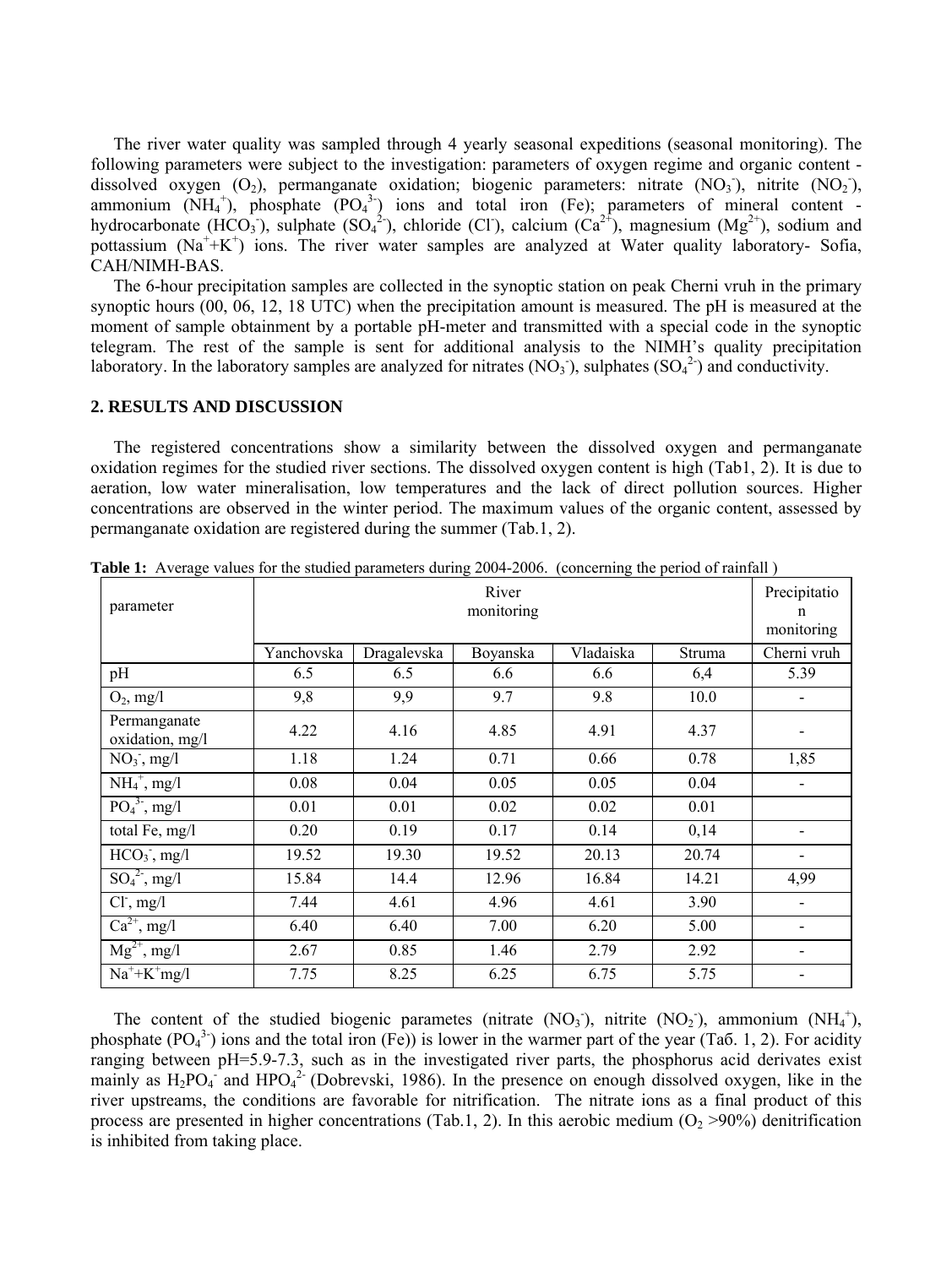The river water quality was sampled through 4 yearly seasonal expeditions (seasonal monitoring). The following parameters were subject to the investigation: parameters of oxygen regime and organic content - dissolved oxygen ($O_2$), permanganate oxidation; biogenic parameters: nitrate ($NO_3^-$), nitrite ($NO_2^-$), ammonium ($NH_4^+$), phosphate ($PO_4^{3-}$) ions and total iron (Fe); parameters of mineral content - hydrocarbonate ($HCO_3^-$), sulphate ($SO_4^{2-}$), chloride ($Cl^-$), calcium ($Ca^{2+}$), magnesium ($Mg^{2+}$), sodium and pottassium ($Na^++K^+$) ions. The river water samples are analyzed at Water quality laboratory- Sofia, CAH/NIMH-BAS.

The 6-hour precipitation samples are collected in the synoptic station on peak Cherni vruh in the primary synoptic hours (00, 06, 12, 18 UTC) when the precipitation amount is measured. The pH is measured at the moment of sample obtainment by a portable pH-meter and transmitted with a special code in the synoptic telegram. The rest of the sample is sent for additional analysis to the NIMH's quality precipitation laboratory. In the laboratory samples are analyzed for nitrates ($NO_3^-$), sulphates ($SO_4^{2-}$) and conductivity.

## 2. RESULTS AND DISCUSSION

The registered concentrations show a similarity between the dissolved oxygen and permanganate oxidation regimes for the studied river sections. The dissolved oxygen content is high (Tab1, 2). It is due to aeration, low water mineralisation, low temperatures and the lack of direct pollution sources. Higher concentrations are observed in the winter period. The maximum values of the organic content, assessed by permanganate oxidation are registered during the summer (Tab.1, 2).

**Table 1:** Average values for the studied parameters during 2004-2006. (concerning the period of rainfall )

| parameter | River monitoring | | | | | Precipitation monitoring |
|---|---|---|---|---|---|---|
| | Yanchovska | Dragalevska | Boyanska | Vladaiska | Struma | Cherni vruh |
| pH | 6.5 | 6.5 | 6.6 | 6.6 | 6,4 | 5.39 |
| $O_2$, mg/l | 9,8 | 9,9 | 9.7 | 9.8 | 10.0 | - |
| Permanganate oxidation, mg/l | 4.22 | 4.16 | 4.85 | 4.91 | 4.37 | - |
| $NO_3^-$, mg/l | 1.18 | 1.24 | 0.71 | 0.66 | 0.78 | 1,85 |
| $NH_4^+$, mg/l | 0.08 | 0.04 | 0.05 | 0.05 | 0.04 | - |
| $PO_4^{3-}$, mg/l | 0.01 | 0.01 | 0.02 | 0.02 | 0.01 | |
| total Fe, mg/l | 0.20 | 0.19 | 0.17 | 0.14 | 0,14 | - |
| $HCO_3^-$, mg/l | 19.52 | 19.30 | 19.52 | 20.13 | 20.74 | - |
| $SO_4^{2-}$, mg/l | 15.84 | 14.4 | 12.96 | 16.84 | 14.21 | 4,99 |
| $Cl^-$, mg/l | 7.44 | 4.61 | 4.96 | 4.61 | 3.90 | - |
| $Ca^{2+}$, mg/l | 6.40 | 6.40 | 7.00 | 6.20 | 5.00 | - |
| $Mg^{2+}$, mg/l | 2.67 | 0.85 | 1.46 | 2.79 | 2.92 | - |
| $Na^++K^+$mg/l | 7.75 | 8.25 | 6.25 | 6.75 | 5.75 | - |

The content of the studied biogenic parametes (nitrate ($NO_3^-$), nitrite ($NO_2^-$), ammonium ($NH_4^+$), phosphate ($PO_4^{3-}$) ions and the total iron (Fe)) is lower in the warmer part of the year (Taб. 1, 2). For acidity ranging between pH=5.9-7.3, such as in the investigated river parts, the phosphorus acid derivates exist mainly as $H_2PO_4^-$ and $HPO_4^{2-}$ (Dobrevski, 1986). In the presence on enough dissolved oxygen, like in the river upstreams, the conditions are favorable for nitrification. The nitrate ions as a final product of this process are presented in higher concentrations (Tab.1, 2). In this aerobic medium ($O_2$ >90%) denitrification is inhibited from taking place.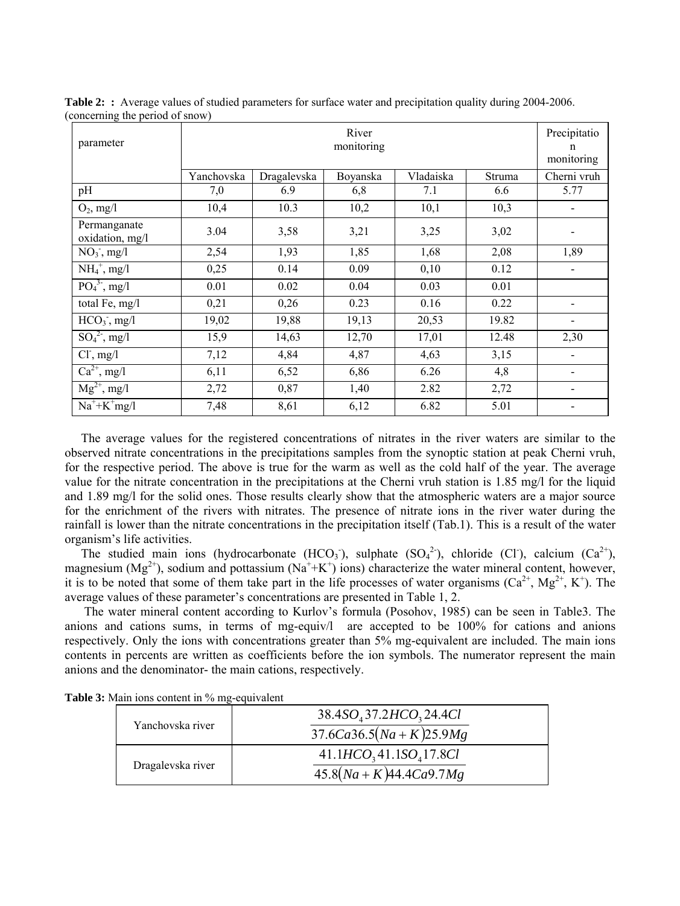**Table 2: :** Average values of studied parameters for surface water and precipitation quality during 2004-2006. (concerning the period of snow)

| parameter | River monitoring | | | | | Precipitation monitoring |
|---|---|---|---|---|---|---|
| | Yanchovska | Dragalevska | Boyanska | Vladaiska | Struma | Cherni vruh |
| pH | 7,0 | 6.9 | 6,8 | 7.1 | 6.6 | 5.77 |
| $O_2$, mg/l | 10,4 | 10.3 | 10,2 | 10,1 | 10,3 | - |
| Permanganate oxidation, mg/l | 3.04 | 3,58 | 3,21 | 3,25 | 3,02 | - |
| $NO_3^-$, mg/l | 2,54 | 1,93 | 1,85 | 1,68 | 2,08 | 1,89 |
| $NH_4^+$, mg/l | 0,25 | 0.14 | 0.09 | 0,10 | 0.12 | - |
| $PO_4^{3-}$, mg/l | 0.01 | 0.02 | 0.04 | 0.03 | 0.01 | |
| total Fe, mg/l | 0,21 | 0,26 | 0.23 | 0.16 | 0.22 | - |
| $HCO_3^-$, mg/l | 19,02 | 19,88 | 19,13 | 20,53 | 19.82 | - |
| $SO_4^{2-}$, mg/l | 15,9 | 14,63 | 12,70 | 17,01 | 12.48 | 2,30 |
| $Cl^-$, mg/l | 7,12 | 4,84 | 4,87 | 4,63 | 3,15 | - |
| $Ca^{2+}$, mg/l | 6,11 | 6,52 | 6,86 | 6.26 | 4,8 | - |
| $Mg^{2+}$, mg/l | 2,72 | 0,87 | 1,40 | 2.82 | 2,72 | - |
| $Na^++K^+$mg/l | 7,48 | 8,61 | 6,12 | 6.82 | 5.01 | - |

The average values for the registered concentrations of nitrates in the river waters are similar to the observed nitrate concentrations in the precipitations samples from the synoptic station at peak Cherni vruh, for the respective period. The above is true for the warm as well as the cold half of the year. The average value for the nitrate concentration in the precipitations at the Cherni vruh station is 1.85 mg/l for the liquid and 1.89 mg/l for the solid ones. Those results clearly show that the atmospheric waters are a major source for the enrichment of the rivers with nitrates. The presence of nitrate ions in the river water during the rainfall is lower than the nitrate concentrations in the precipitation itself (Tab.1). This is a result of the water organism's life activities.

The studied main ions (hydrocarbonate ($HCO_3^-$), sulphate ($SO_4^{2-}$), chloride ($Cl^-$), calcium ($Ca^{2+}$), magnesium ($Mg^{2+}$), sodium and pottassium ($Na^++K^+$) ions) characterize the water mineral content, however, it is to be noted that some of them take part in the life processes of water organisms ($Ca^{2+}$, $Mg^{2+}$, $K^+$). The average values of these parameter's concentrations are presented in Table 1, 2.

The water mineral content according to Kurlov's formula (Posohov, 1985) can be seen in Table3. The anions and cations sums, in terms of mg-equiv/l are accepted to be 100% for cations and anions respectively. Only the ions with concentrations greater than 5% mg-equivalent are included. The main ions contents in percents are written as coefficients before the ion symbols. The numerator represent the main anions and the denominator- the main cations, respectively.

**Table 3:** Main ions content in % mg-equivalent

| | |
|---|---|
| Yanchovska river | $\dfrac{38.4SO_4\,37.2HCO_3\,24.4Cl}{37.6Ca36.5(Na+K)25.9Mg}$ |
| Dragalevska river | $\dfrac{41.1HCO_3\,41.1SO_4\,17.8Cl}{45.8(Na+K)44.4Ca9.7Mg}$ |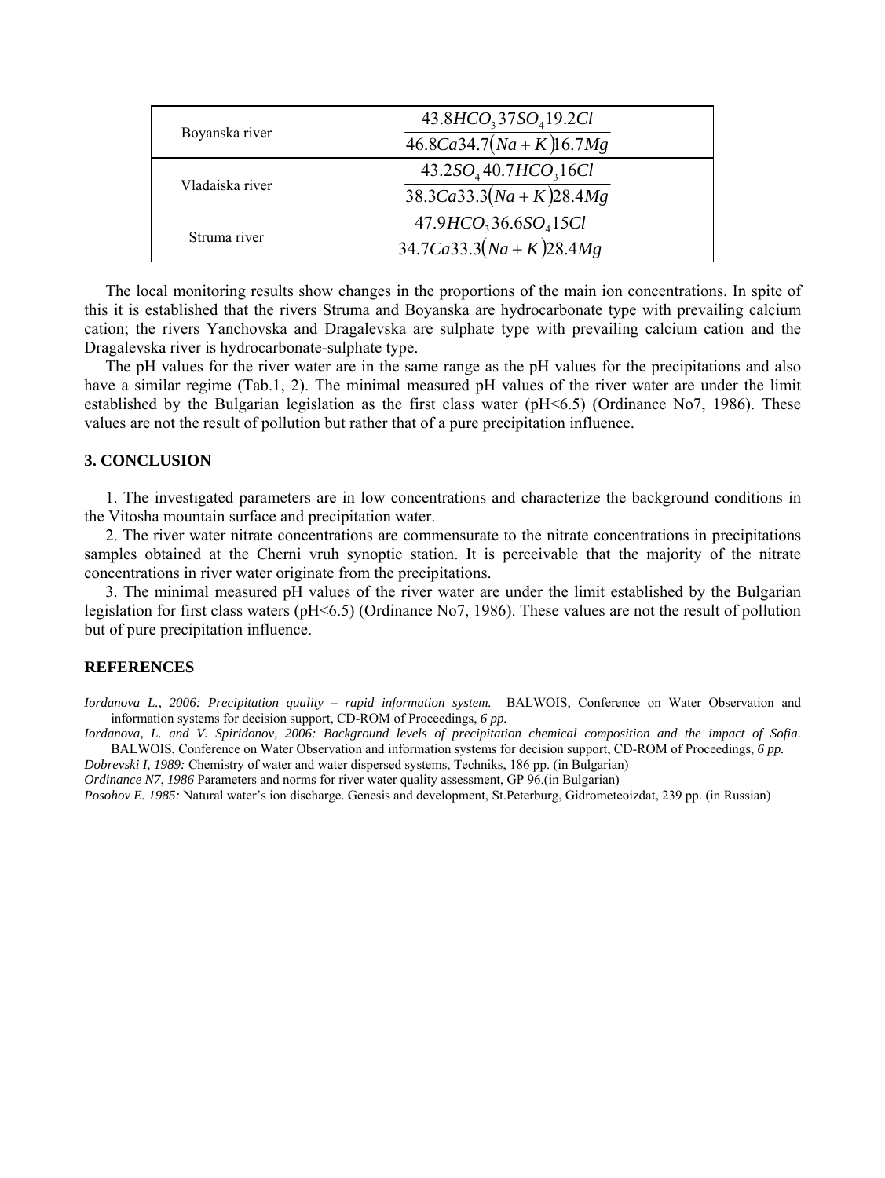| | |
|---|---|
| Boyanska river | $\frac{43.8HCO_3 37SO_4 19.2Cl}{46.8Ca34.7(Na+K)16.7Mg}$ |
| Vladaiska river | $\frac{43.2SO_4 40.7HCO_3 16Cl}{38.3Ca33.3(Na+K)28.4Mg}$ |
| Struma river | $\frac{47.9HCO_3 36.6SO_4 15Cl}{34.7Ca33.3(Na+K)28.4Mg}$ |

The local monitoring results show changes in the proportions of the main ion concentrations. In spite of this it is established that the rivers Struma and Boyanska are hydrocarbonate type with prevailing calcium cation; the rivers Yanchovska and Dragalevska are sulphate type with prevailing calcium cation and the Dragalevska river is hydrocarbonate-sulphate type.

The pH values for the river water are in the same range as the pH values for the precipitations and also have a similar regime (Tab.1, 2). The minimal measured pH values of the river water are under the limit established by the Bulgarian legislation as the first class water (pH<6.5) (Ordinance No7, 1986). These values are not the result of pollution but rather that of a pure precipitation influence.

### 3. CONCLUSION

1. The investigated parameters are in low concentrations and characterize the background conditions in the Vitosha mountain surface and precipitation water.
2. The river water nitrate concentrations are commensurate to the nitrate concentrations in precipitations samples obtained at the Cherni vruh synoptic station. It is perceivable that the majority of the nitrate concentrations in river water originate from the precipitations.
3. The minimal measured pH values of the river water are under the limit established by the Bulgarian legislation for first class waters (pH<6.5) (Ordinance No7, 1986). These values are not the result of pollution but of pure precipitation influence.

### REFERENCES

*Iordanova L., 2006: Precipitation quality – rapid information system.* BALWOIS, Conference on Water Observation and information systems for decision support, CD-ROM of Proceedings, *6 pp.*

*Iordanova, L. and V. Spiridonov, 2006: Background levels of precipitation chemical composition and the impact of Sofia.* BALWOIS, Conference on Water Observation and information systems for decision support, CD-ROM of Proceedings, *6 pp.*

*Dobrevski I, 1989:* Chemistry of water and water dispersed systems, Techniks, 186 pp. (in Bulgarian)

*Ordinance N7*, *1986* Parameters and norms for river water quality assessment, GP 96.(in Bulgarian)

*Posohov E. 1985:* Natural water's ion discharge. Genesis and development, St.Peterburg, Gidrometeoizdat, 239 pp. (in Russian)